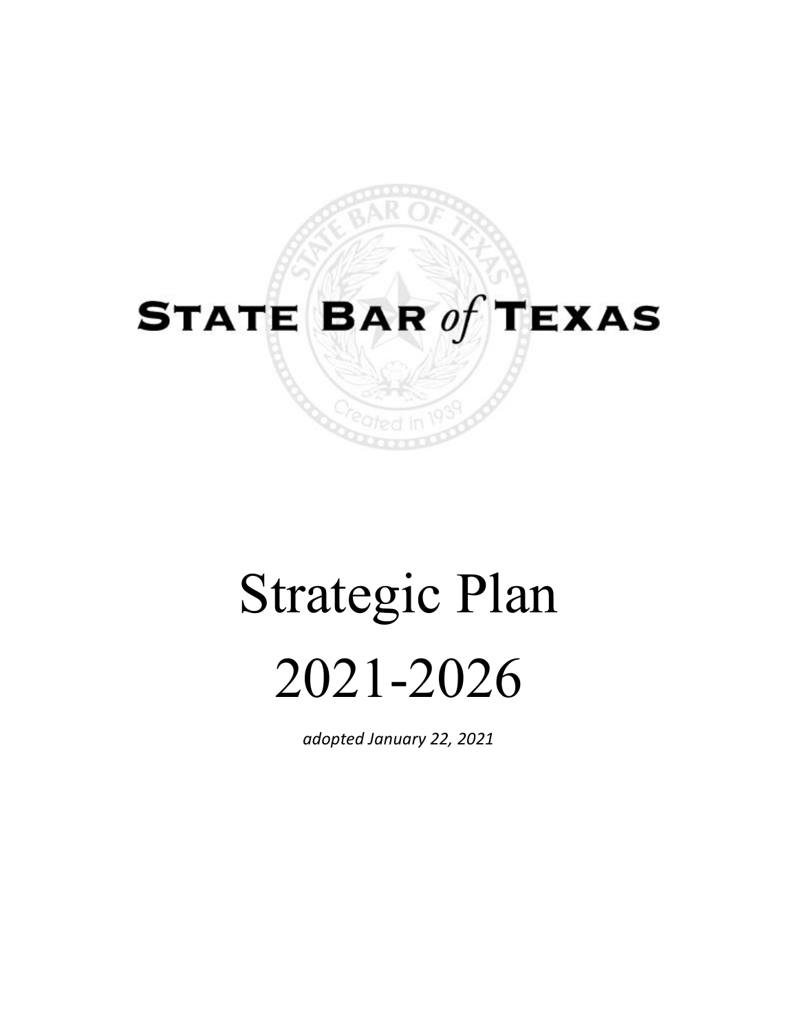# State Bar *of* Texas

# Strategic Plan 2021-2026

*adopted January 22, 2021*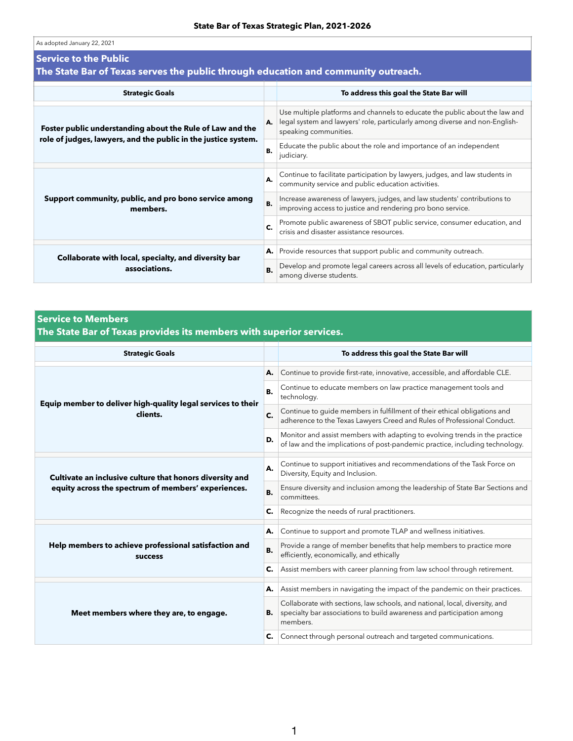# State Bar of Texas Strategic Plan, 2021-2026

As adopted January 22, 2021

## Service to the Public
### The State Bar of Texas serves the public through education and community outreach.

| Strategic Goals | | To address this goal the State Bar will |
|---|---|---|
| **Foster public understanding about the Rule of Law and the role of judges, lawyers, and the public in the justice system.** | **A.** | Use multiple platforms and channels to educate the public about the law and legal system and lawyers' role, particularly among diverse and non-English-speaking communities. |
| | **B.** | Educate the public about the role and importance of an independent judiciary. |
| **Support community, public, and pro bono service among members.** | **A.** | Continue to facilitate participation by lawyers, judges, and law students in community service and public education activities. |
| | **B.** | Increase awareness of lawyers, judges, and law students' contributions to improving access to justice and rendering pro bono service. |
| | **C.** | Promote public awareness of SBOT public service, consumer education, and crisis and disaster assistance resources. |
| **Collaborate with local, specialty, and diversity bar associations.** | **A.** | Provide resources that support public and community outreach. |
| | **B.** | Develop and promote legal careers across all levels of education, particularly among diverse students. |

## Service to Members
### The State Bar of Texas provides its members with superior services.

| Strategic Goals | | To address this goal the State Bar will |
|---|---|---|
| **Equip member to deliver high-quality legal services to their clients.** | **A.** | Continue to provide first-rate, innovative, accessible, and affordable CLE. |
| | **B.** | Continue to educate members on law practice management tools and technology. |
| | **C.** | Continue to guide members in fulfillment of their ethical obligations and adherence to the Texas Lawyers Creed and Rules of Professional Conduct. |
| | **D.** | Monitor and assist members with adapting to evolving trends in the practice of law and the implications of post-pandemic practice, including technology. |
| **Cultivate an inclusive culture that honors diversity and equity across the spectrum of members' experiences.** | **A.** | Continue to support initiatives and recommendations of the Task Force on Diversity, Equity and Inclusion. |
| | **B.** | Ensure diversity and inclusion among the leadership of State Bar Sections and committees. |
| | **C.** | Recognize the needs of rural practitioners. |
| **Help members to achieve professional satisfaction and success** | **A.** | Continue to support and promote TLAP and wellness initiatives. |
| | **B.** | Provide a range of member benefits that help members to practice more efficiently, economically, and ethically |
| | **C.** | Assist members with career planning from law school through retirement. |
| **Meet members where they are, to engage.** | **A.** | Assist members in navigating the impact of the pandemic on their practices. |
| | **B.** | Collaborate with sections, law schools, and national, local, diversity, and specialty bar associations to build awareness and participation among members. |
| | **C.** | Connect through personal outreach and targeted communications. |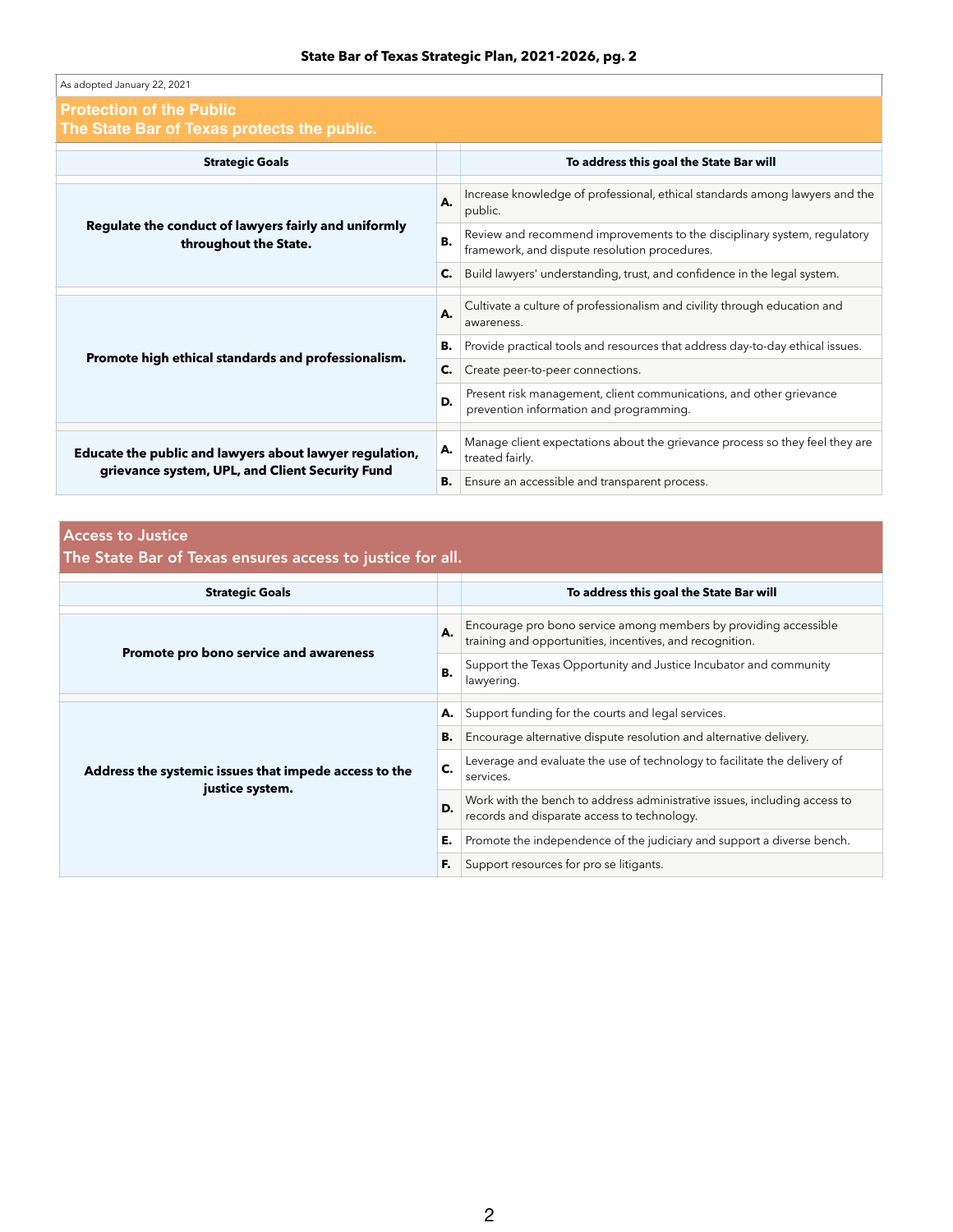**State Bar of Texas Strategic Plan, 2021-2026, pg. 2**

As adopted January 22, 2021

## Protection of the Public
## The State Bar of Texas protects the public.

| Strategic Goals | | To address this goal the State Bar will |
|---|---|---|
| **Regulate the conduct of lawyers fairly and uniformly throughout the State.** | **A.** | Increase knowledge of professional, ethical standards among lawyers and the public. |
| | **B.** | Review and recommend improvements to the disciplinary system, regulatory framework, and dispute resolution procedures. |
| | **C.** | Build lawyers' understanding, trust, and confidence in the legal system. |
| **Promote high ethical standards and professionalism.** | **A.** | Cultivate a culture of professionalism and civility through education and awareness. |
| | **B.** | Provide practical tools and resources that address day-to-day ethical issues. |
| | **C.** | Create peer-to-peer connections. |
| | **D.** | Present risk management, client communications, and other grievance prevention information and programming. |
| **Educate the public and lawyers about lawyer regulation, grievance system, UPL, and Client Security Fund** | **A.** | Manage client expectations about the grievance process so they feel they are treated fairly. |
| | **B.** | Ensure an accessible and transparent process. |

## Access to Justice
## The State Bar of Texas ensures access to justice for all.

| Strategic Goals | | To address this goal the State Bar will |
|---|---|---|
| **Promote pro bono service and awareness** | **A.** | Encourage pro bono service among members by providing accessible training and opportunities, incentives, and recognition. |
| | **B.** | Support the Texas Opportunity and Justice Incubator and community lawyering. |
| **Address the systemic issues that impede access to the justice system.** | **A.** | Support funding for the courts and legal services. |
| | **B.** | Encourage alternative dispute resolution and alternative delivery. |
| | **C.** | Leverage and evaluate the use of technology to facilitate the delivery of services. |
| | **D.** | Work with the bench to address administrative issues, including access to records and disparate access to technology. |
| | **E.** | Promote the independence of the judiciary and support a diverse bench. |
| | **F.** | Support resources for pro se litigants. |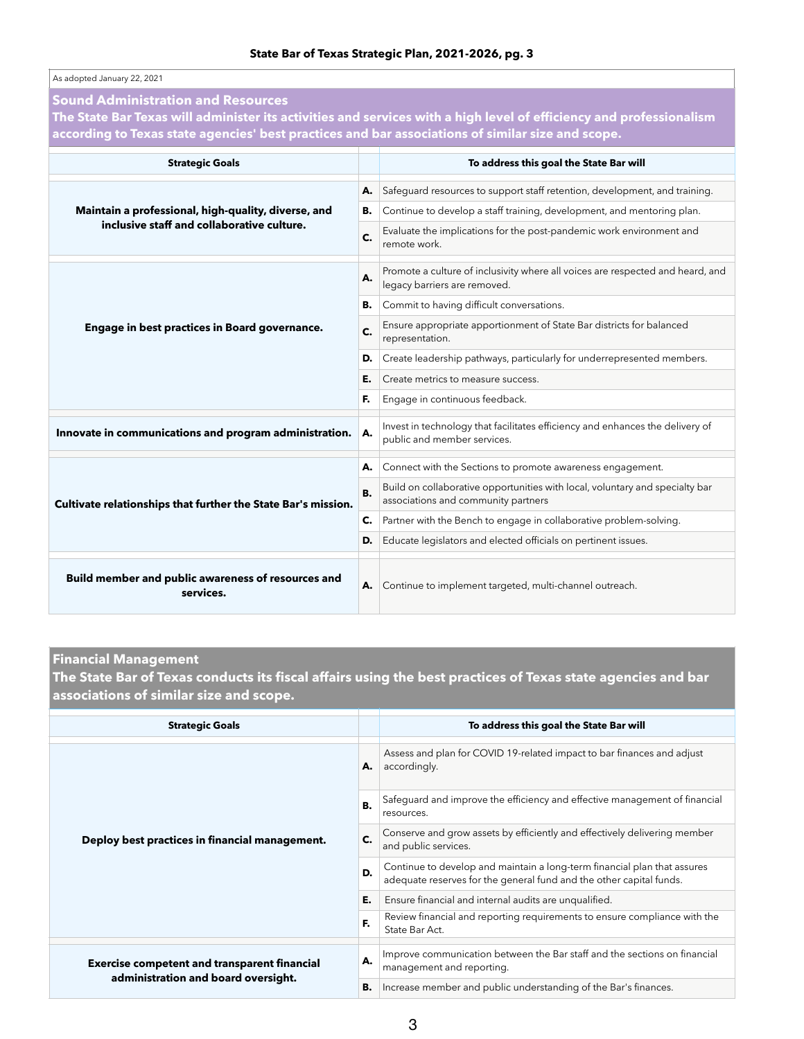### State Bar of Texas Strategic Plan, 2021-2026, pg. 3

As adopted January 22, 2021

## Sound Administration and Resources

**The State Bar Texas will administer its activities and services with a high level of efficiency and professionalism according to Texas state agencies' best practices and bar associations of similar size and scope.**

| Strategic Goals | | To address this goal the State Bar will |
|---|---|---|
| **Maintain a professional, high-quality, diverse, and inclusive staff and collaborative culture.** | **A.** | Safeguard resources to support staff retention, development, and training. |
| | **B.** | Continue to develop a staff training, development, and mentoring plan. |
| | **C.** | Evaluate the implications for the post-pandemic work environment and remote work. |
| **Engage in best practices in Board governance.** | **A.** | Promote a culture of inclusivity where all voices are respected and heard, and legacy barriers are removed. |
| | **B.** | Commit to having difficult conversations. |
| | **C.** | Ensure appropriate apportionment of State Bar districts for balanced representation. |
| | **D.** | Create leadership pathways, particularly for underrepresented members. |
| | **E.** | Create metrics to measure success. |
| | **F.** | Engage in continuous feedback. |
| **Innovate in communications and program administration.** | **A.** | Invest in technology that facilitates efficiency and enhances the delivery of public and member services. |
| **Cultivate relationships that further the State Bar's mission.** | **A.** | Connect with the Sections to promote awareness engagement. |
| | **B.** | Build on collaborative opportunities with local, voluntary and specialty bar associations and community partners |
| | **C.** | Partner with the Bench to engage in collaborative problem-solving. |
| | **D.** | Educate legislators and elected officials on pertinent issues. |
| **Build member and public awareness of resources and services.** | **A.** | Continue to implement targeted, multi-channel outreach. |

## Financial Management

**The State Bar of Texas conducts its fiscal affairs using the best practices of Texas state agencies and bar associations of similar size and scope.**

| Strategic Goals | | To address this goal the State Bar will |
|---|---|---|
| **Deploy best practices in financial management.** | **A.** | Assess and plan for COVID 19-related impact to bar finances and adjust accordingly. |
| | **B.** | Safeguard and improve the efficiency and effective management of financial resources. |
| | **C.** | Conserve and grow assets by efficiently and effectively delivering member and public services. |
| | **D.** | Continue to develop and maintain a long-term financial plan that assures adequate reserves for the general fund and the other capital funds. |
| | **E.** | Ensure financial and internal audits are unqualified. |
| | **F.** | Review financial and reporting requirements to ensure compliance with the State Bar Act. |
| **Exercise competent and transparent financial administration and board oversight.** | **A.** | Improve communication between the Bar staff and the sections on financial management and reporting. |
| | **B.** | Increase member and public understanding of the Bar's finances. |